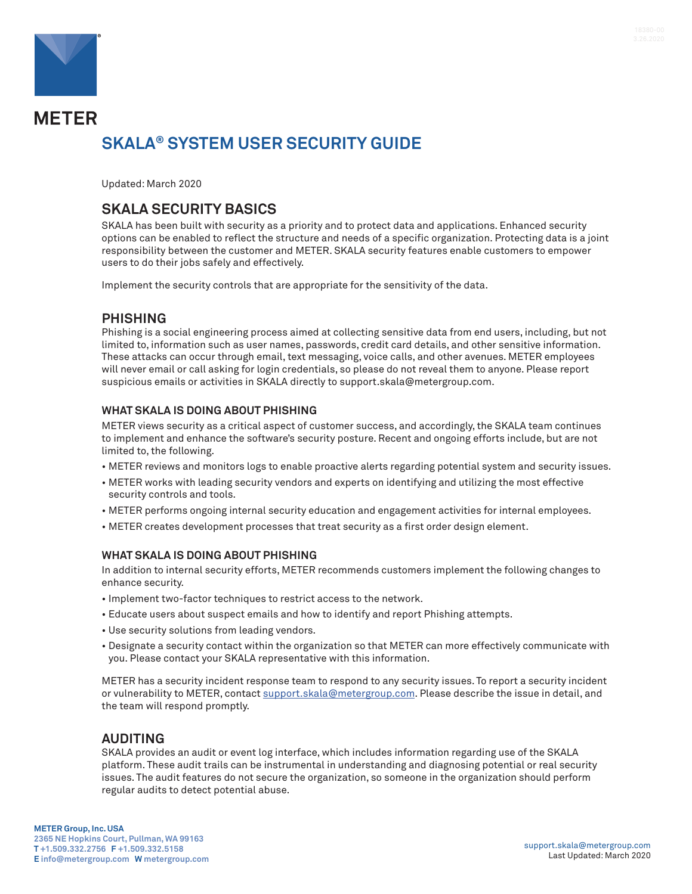METER

# SKALA® SYSTEM USER SECURITY GUIDE

Updated: March 2020

## SKALA SECURITY BASICS

SKALA has been built with security as a priority and to protect data and applications. Enhanced security options can be enabled to reflect the structure and needs of a specific organization. Protecting data is a joint responsibility between the customer and METER. SKALA security features enable customers to empower users to do their jobs safely and effectively.

Implement the security controls that are appropriate for the sensitivity of the data.

## PHISHING

Phishing is a social engineering process aimed at collecting sensitive data from end users, including, but not limited to, information such as user names, passwords, credit card details, and other sensitive information. These attacks can occur through email, text messaging, voice calls, and other avenues. METER employees will never email or call asking for login credentials, so please do not reveal them to anyone. Please report suspicious emails or activities in SKALA directly to support.skala@metergroup.com.

### WHAT SKALA IS DOING ABOUT PHISHING

METER views security as a critical aspect of customer success, and accordingly, the SKALA team continues to implement and enhance the software's security posture. Recent and ongoing efforts include, but are not limited to, the following.

- METER reviews and monitors logs to enable proactive alerts regarding potential system and security issues.
- METER works with leading security vendors and experts on identifying and utilizing the most effective security controls and tools.
- METER performs ongoing internal security education and engagement activities for internal employees.
- METER creates development processes that treat security as a first order design element.

### WHAT SKALA IS DOING ABOUT PHISHING

In addition to internal security efforts, METER recommends customers implement the following changes to enhance security.

- Implement two-factor techniques to restrict access to the network.
- Educate users about suspect emails and how to identify and report Phishing attempts.
- Use security solutions from leading vendors.
- Designate a security contact within the organization so that METER can more effectively communicate with you. Please contact your SKALA representative with this information.

METER has a security incident response team to respond to any security issues. To report a security incident or vulnerability to METER, contact support.skala@metergroup.com. Please describe the issue in detail, and the team will respond promptly.

## AUDITING

SKALA provides an audit or event log interface, which includes information regarding use of the SKALA platform. These audit trails can be instrumental in understanding and diagnosing potential or real security issues. The audit features do not secure the organization, so someone in the organization should perform regular audits to detect potential abuse.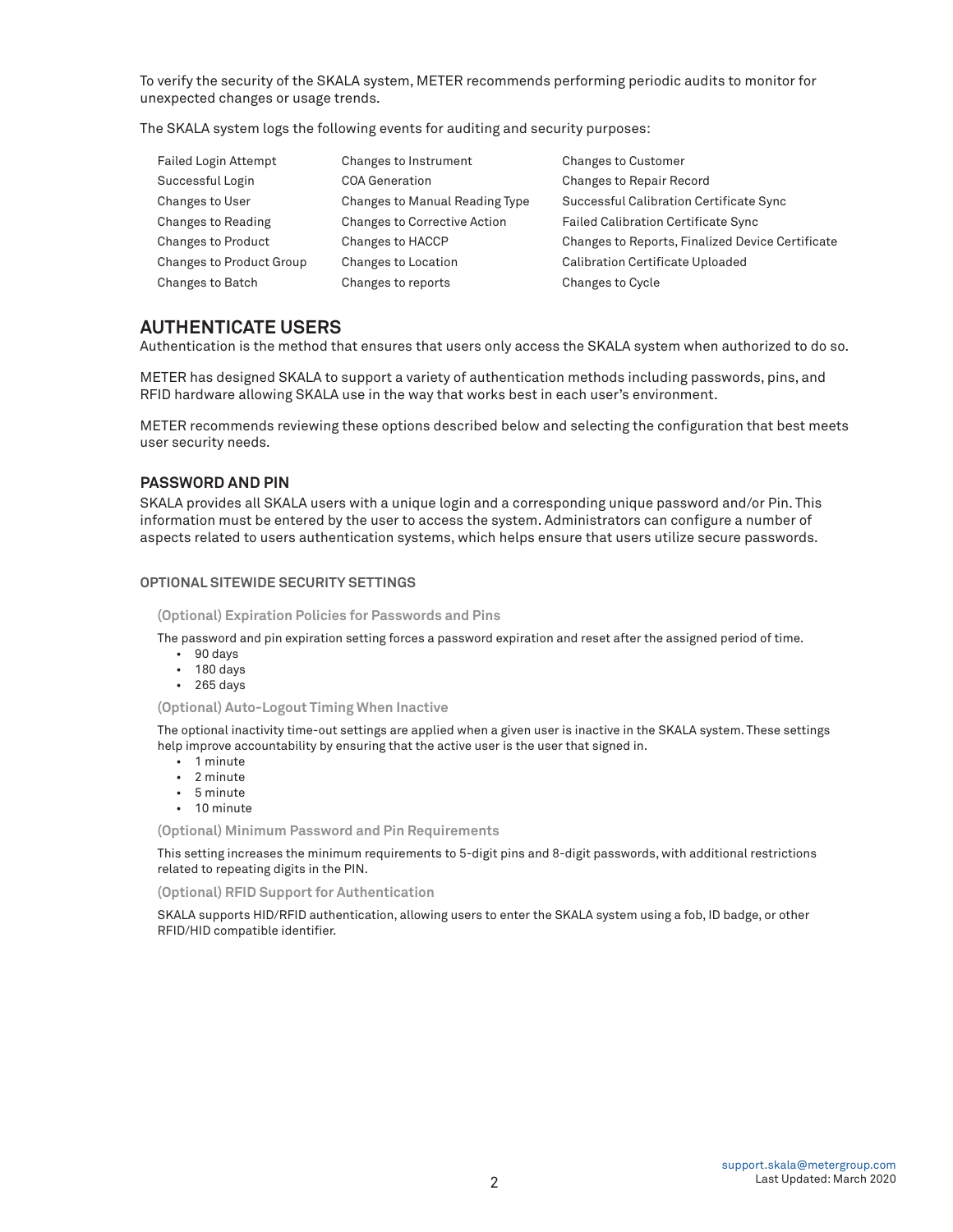To verify the security of the SKALA system, METER recommends performing periodic audits to monitor for unexpected changes or usage trends.

The SKALA system logs the following events for auditing and security purposes:

| | | |
|---|---|---|
| Failed Login Attempt | Changes to Instrument | Changes to Customer |
| Successful Login | COA Generation | Changes to Repair Record |
| Changes to User | Changes to Manual Reading Type | Successful Calibration Certificate Sync |
| Changes to Reading | Changes to Corrective Action | Failed Calibration Certificate Sync |
| Changes to Product | Changes to HACCP | Changes to Reports, Finalized Device Certificate |
| Changes to Product Group | Changes to Location | Calibration Certificate Uploaded |
| Changes to Batch | Changes to reports | Changes to Cycle |

## AUTHENTICATE USERS

Authentication is the method that ensures that users only access the SKALA system when authorized to do so.

METER has designed SKALA to support a variety of authentication methods including passwords, pins, and RFID hardware allowing SKALA use in the way that works best in each user's environment.

METER recommends reviewing these options described below and selecting the configuration that best meets user security needs.

### PASSWORD AND PIN

SKALA provides all SKALA users with a unique login and a corresponding unique password and/or Pin. This information must be entered by the user to access the system. Administrators can configure a number of aspects related to users authentication systems, which helps ensure that users utilize secure passwords.

#### OPTIONAL SITEWIDE SECURITY SETTINGS

**(Optional) Expiration Policies for Passwords and Pins**

The password and pin expiration setting forces a password expiration and reset after the assigned period of time.

- 90 days
- 180 days
- 265 days

**(Optional) Auto-Logout Timing When Inactive**

The optional inactivity time-out settings are applied when a given user is inactive in the SKALA system. These settings help improve accountability by ensuring that the active user is the user that signed in.

- 1 minute
- 2 minute
- 5 minute
- 10 minute

**(Optional) Minimum Password and Pin Requirements**

This setting increases the minimum requirements to 5-digit pins and 8-digit passwords, with additional restrictions related to repeating digits in the PIN.

**(Optional) RFID Support for Authentication**

SKALA supports HID/RFID authentication, allowing users to enter the SKALA system using a fob, ID badge, or other RFID/HID compatible identifier.

support.skala@metergroup.com
Last Updated: March 2020